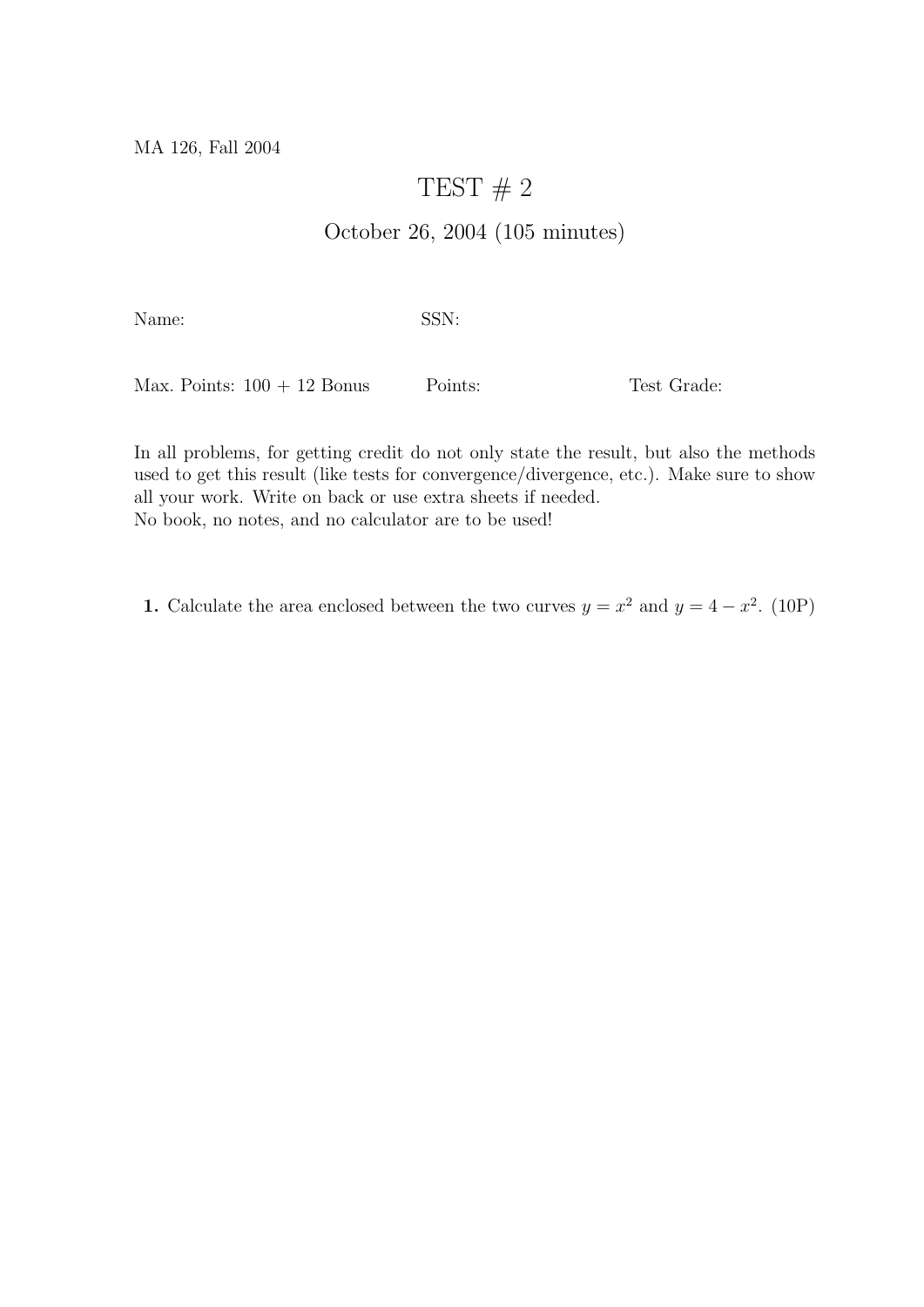MA 126, Fall 2004

# TEST # 2

## October 26, 2004 (105 minutes)

Name: SSN:

Max. Points: 100 + 12 Bonus Points: Test Grade:

In all problems, for getting credit do not only state the result, but also the methods used to get this result (like tests for convergence/divergence, etc.). Make sure to show all your work. Write on back or use extra sheets if needed.
No book, no notes, and no calculator are to be used!

**1.** Calculate the area enclosed between the two curves $y = x^2$ and $y = 4 - x^2$. (10P)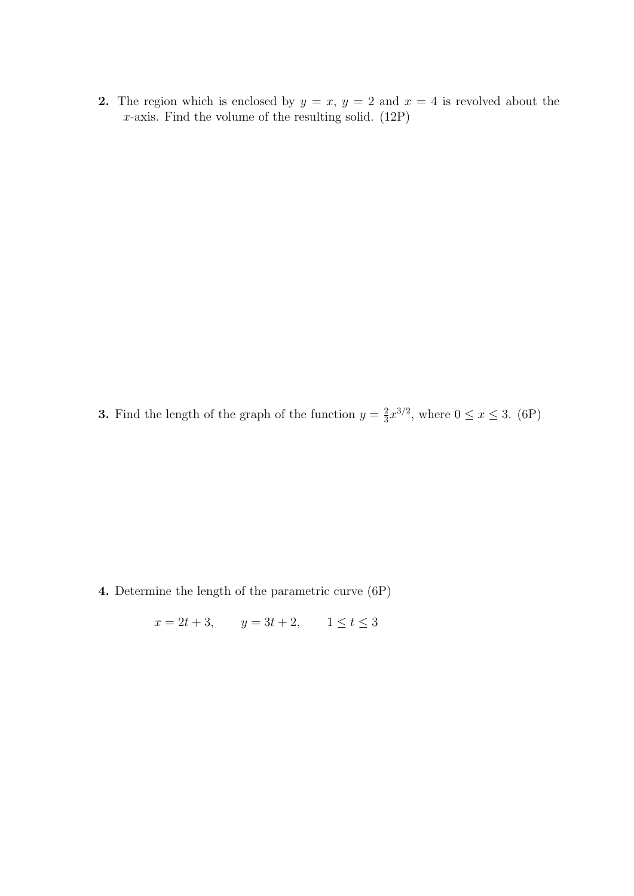**2.** The region which is enclosed by $y = x$, $y = 2$ and $x = 4$ is revolved about the $x$-axis. Find the volume of the resulting solid. (12P)

**3.** Find the length of the graph of the function $y = \frac{2}{3}x^{3/2}$, where $0 \leq x \leq 3$. (6P)

**4.** Determine the length of the parametric curve (6P)

$$x = 2t + 3, \qquad y = 3t + 2, \qquad 1 \leq t \leq 3$$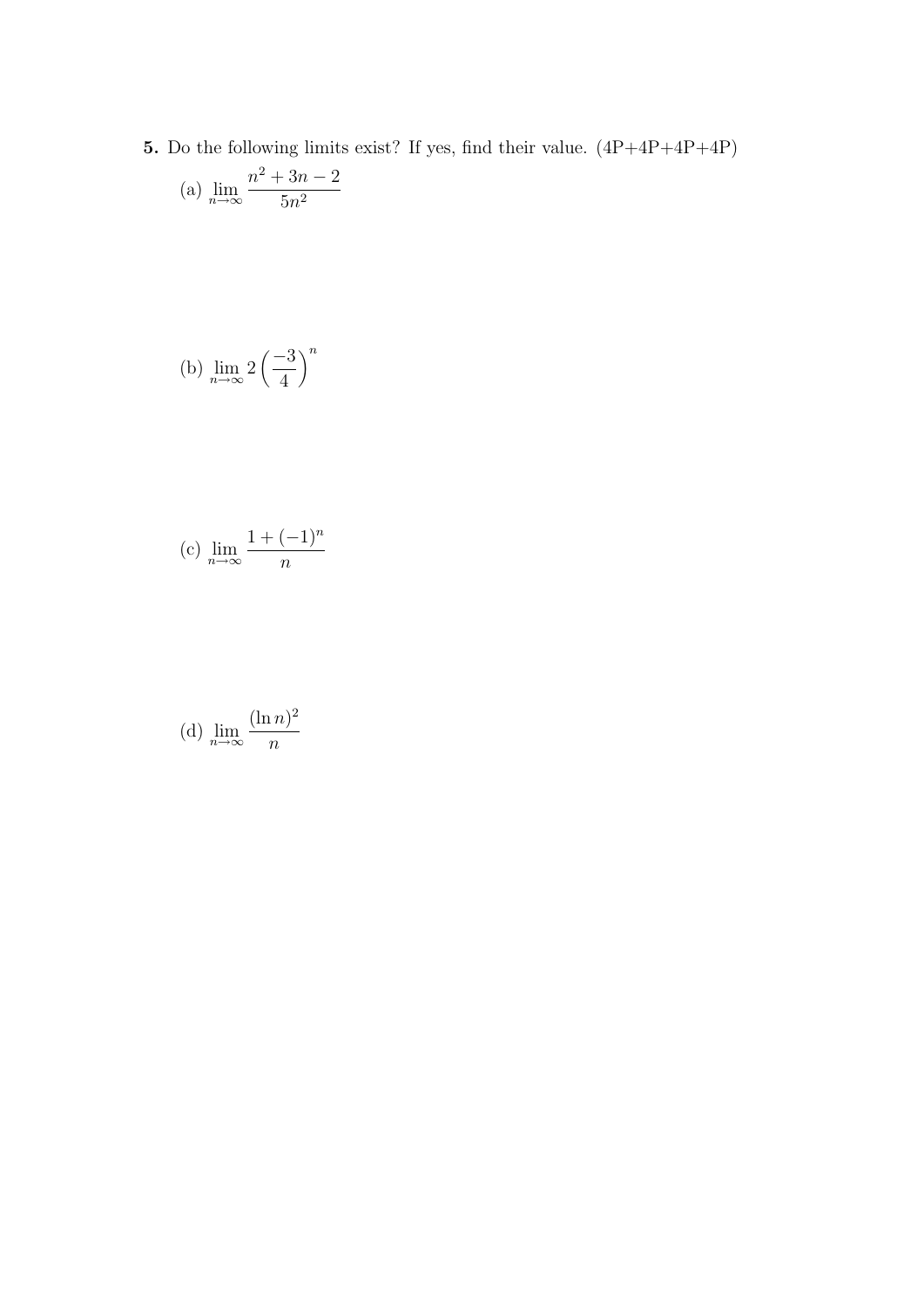**5.** Do the following limits exist? If yes, find their value. (4P+4P+4P+4P)

(a) $\lim_{n \to \infty} \frac{n^2 + 3n - 2}{5n^2}$

(b) $\lim_{n \to \infty} 2 \left( \frac{-3}{4} \right)^n$

(c) $\lim_{n \to \infty} \frac{1 + (-1)^n}{n}$

(d) $\lim_{n \to \infty} \frac{(\ln n)^2}{n}$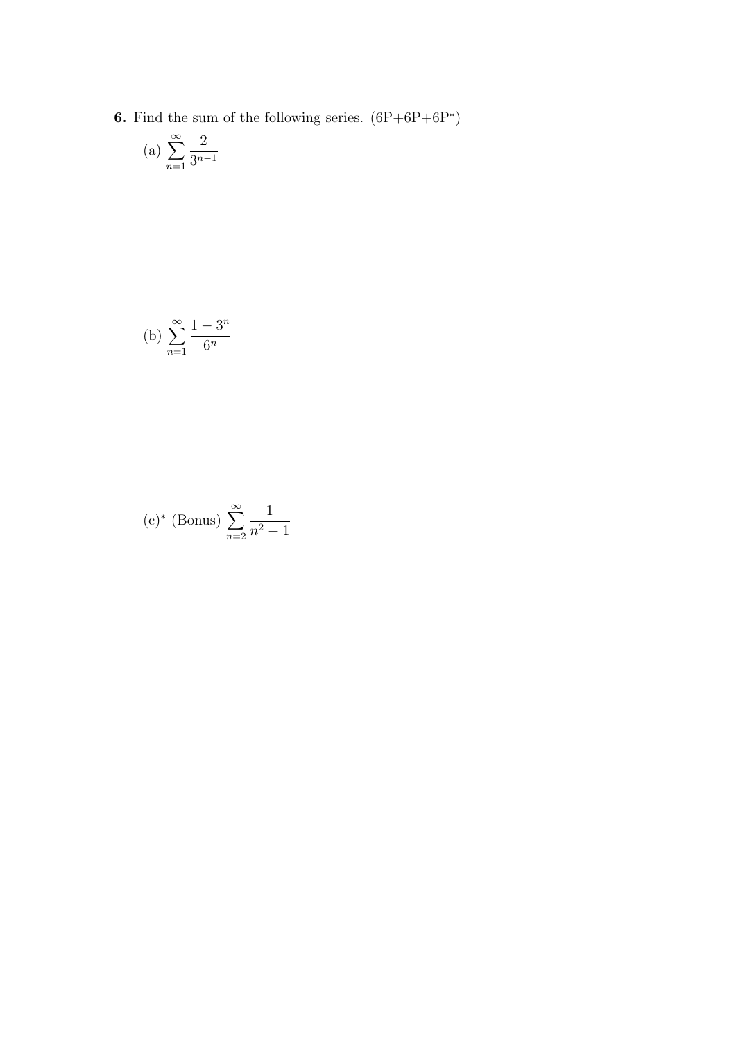**6.** Find the sum of the following series. (6P+6P+6P*)

(a) $\sum_{n=1}^{\infty} \frac{2}{3^{n-1}}$

(b) $\sum_{n=1}^{\infty} \frac{1-3^n}{6^n}$

(c)* (Bonus) $\sum_{n=2}^{\infty} \frac{1}{n^2-1}$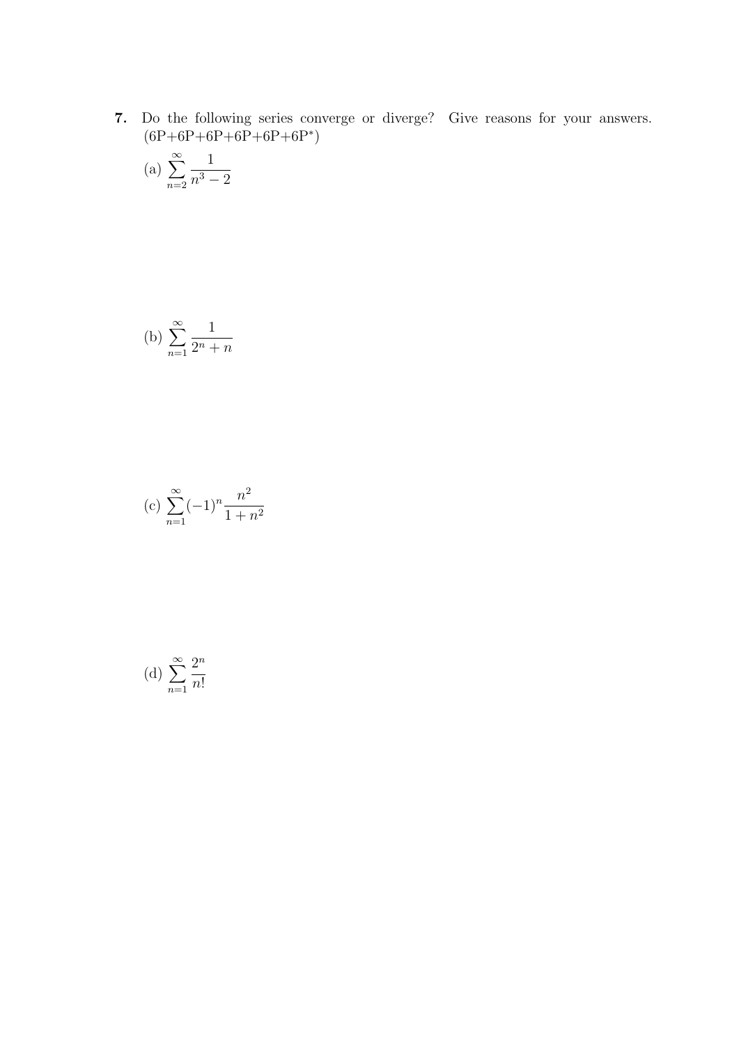**7.** Do the following series converge or diverge? Give reasons for your answers. (6P+6P+6P+6P+6P+6P*)

(a) $\displaystyle\sum_{n=2}^{\infty} \frac{1}{n^3 - 2}$

(b) $\displaystyle\sum_{n=1}^{\infty} \frac{1}{2^n + n}$

(c) $\displaystyle\sum_{n=1}^{\infty} (-1)^n \frac{n^2}{1 + n^2}$

(d) $\displaystyle\sum_{n=1}^{\infty} \frac{2^n}{n!}$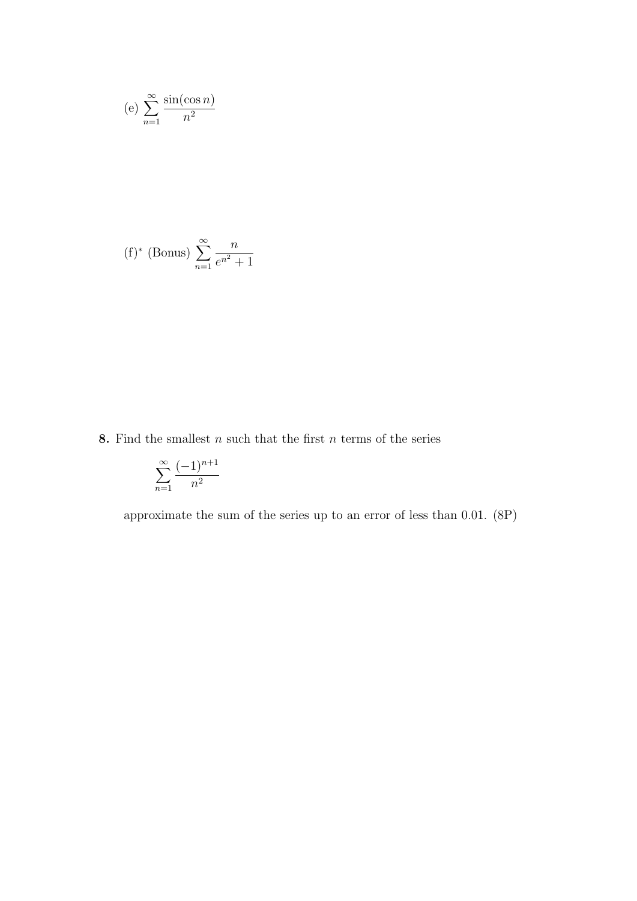(e) $\sum_{n=1}^{\infty} \frac{\sin(\cos n)}{n^2}$

(f)* (Bonus) $\sum_{n=1}^{\infty} \frac{n}{e^{n^2}+1}$

**8.** Find the smallest $n$ such that the first $n$ terms of the series

$$\sum_{n=1}^{\infty} \frac{(-1)^{n+1}}{n^2}$$

approximate the sum of the series up to an error of less than 0.01. (8P)